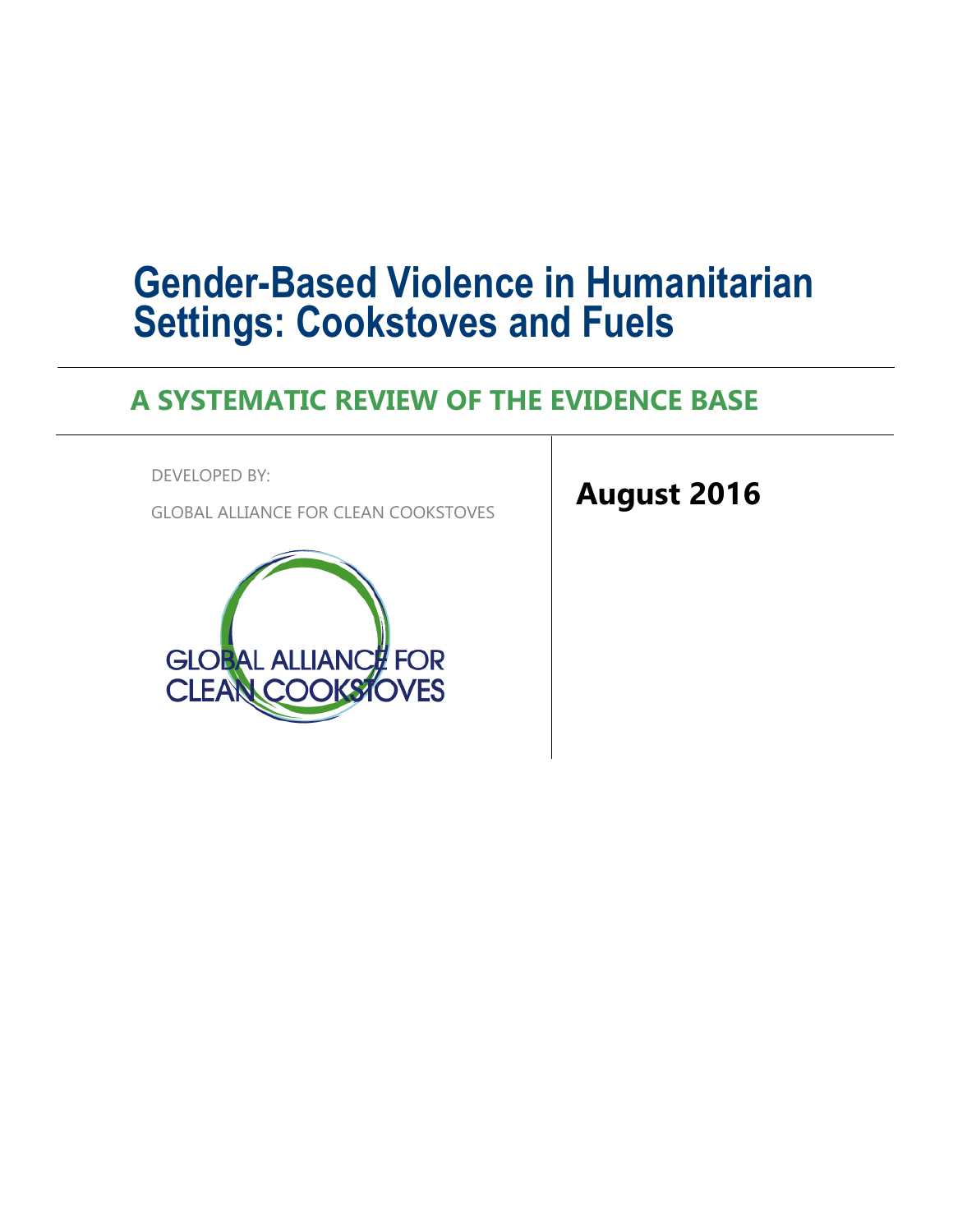# Gender-Based Violence in Humanitarian Settings: Cookstoves and Fuels

## A SYSTEMATIC REVIEW OF THE EVIDENCE BASE

DEVELOPED BY:

GLOBAL ALLIANCE FOR CLEAN COOKSTOVES

GLOBAL ALLIANCE FOR CLEAN COOKSTOVES

**August 2016**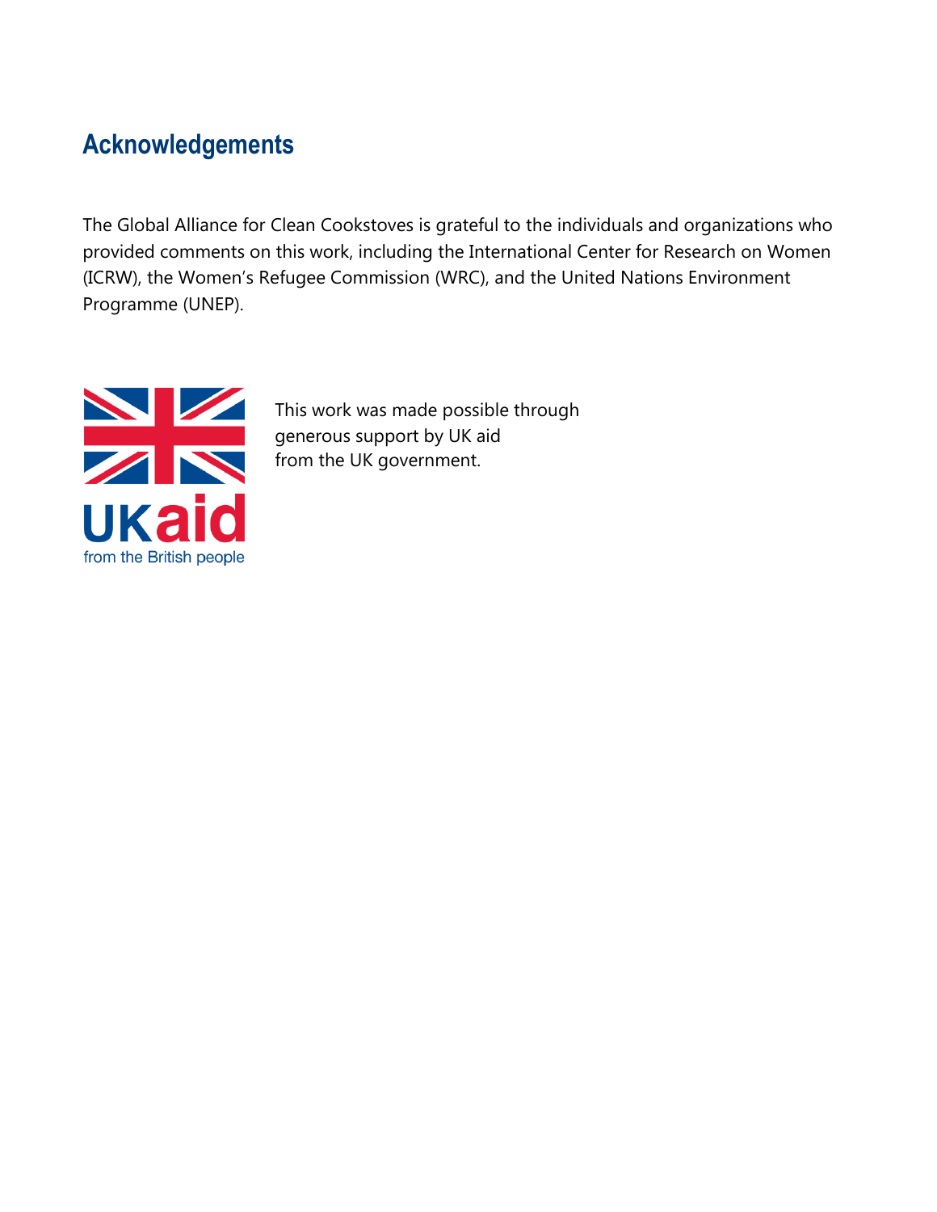## Acknowledgements

The Global Alliance for Clean Cookstoves is grateful to the individuals and organizations who provided comments on this work, including the International Center for Research on Women (ICRW), the Women's Refugee Commission (WRC), and the United Nations Environment Programme (UNEP).

UKaid
from the British people

This work was made possible through generous support by UK aid from the UK government.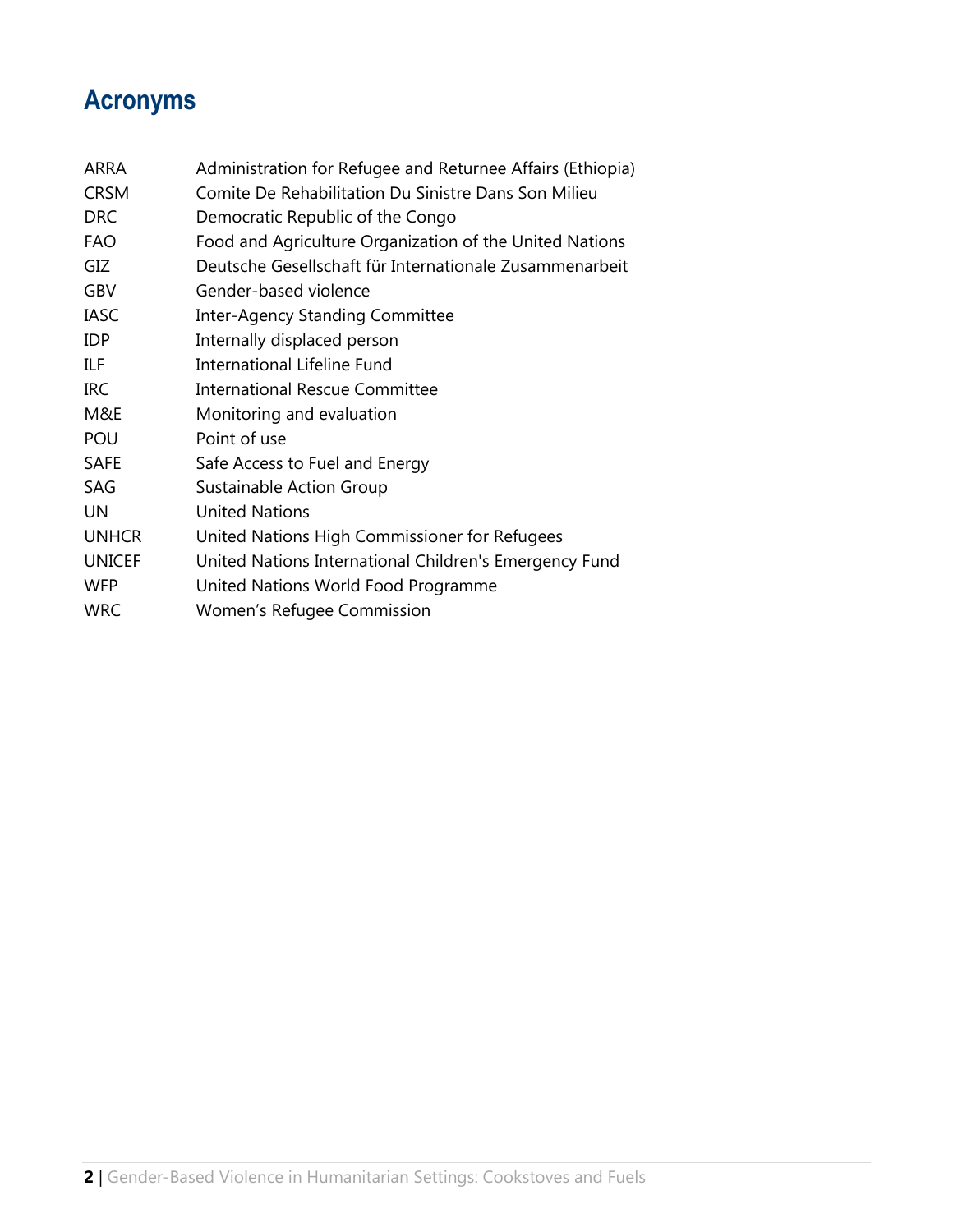# Acronyms

| | |
|---|---|
| ARRA | Administration for Refugee and Returnee Affairs (Ethiopia) |
| CRSM | Comite De Rehabilitation Du Sinistre Dans Son Milieu |
| DRC | Democratic Republic of the Congo |
| FAO | Food and Agriculture Organization of the United Nations |
| GIZ | Deutsche Gesellschaft für Internationale Zusammenarbeit |
| GBV | Gender-based violence |
| IASC | Inter-Agency Standing Committee |
| IDP | Internally displaced person |
| ILF | International Lifeline Fund |
| IRC | International Rescue Committee |
| M&E | Monitoring and evaluation |
| POU | Point of use |
| SAFE | Safe Access to Fuel and Energy |
| SAG | Sustainable Action Group |
| UN | United Nations |
| UNHCR | United Nations High Commissioner for Refugees |
| UNICEF | United Nations International Children's Emergency Fund |
| WFP | United Nations World Food Programme |
| WRC | Women's Refugee Commission |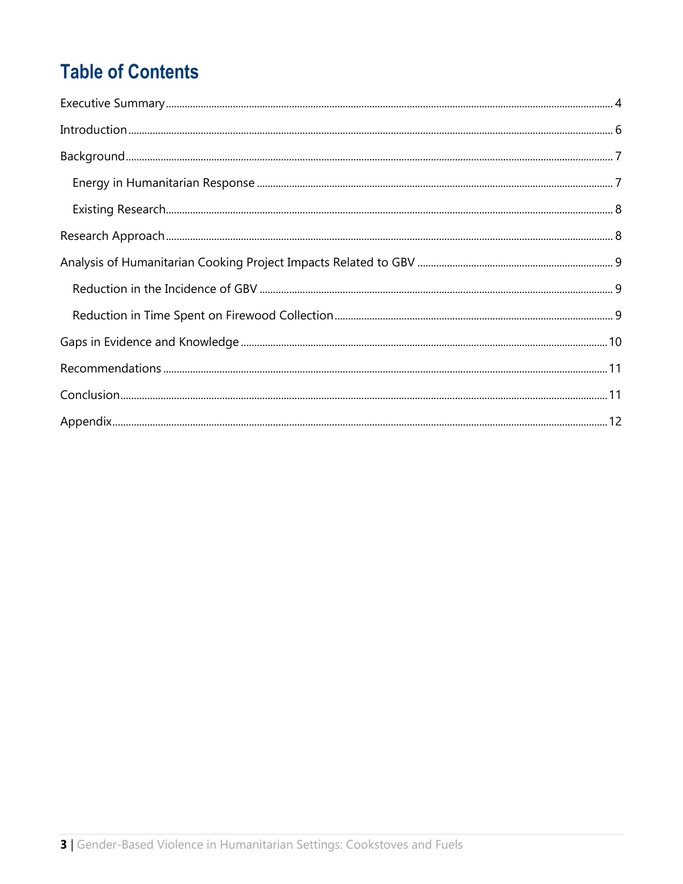# Table of Contents

- Executive Summary .......... 4
- Introduction .......... 6
- Background .......... 7
  - Energy in Humanitarian Response .......... 7
  - Existing Research .......... 8
- Research Approach .......... 8
- Analysis of Humanitarian Cooking Project Impacts Related to GBV .......... 9
  - Reduction in the Incidence of GBV .......... 9
  - Reduction in Time Spent on Firewood Collection .......... 9
- Gaps in Evidence and Knowledge .......... 10
- Recommendations .......... 11
- Conclusion .......... 11
- Appendix .......... 12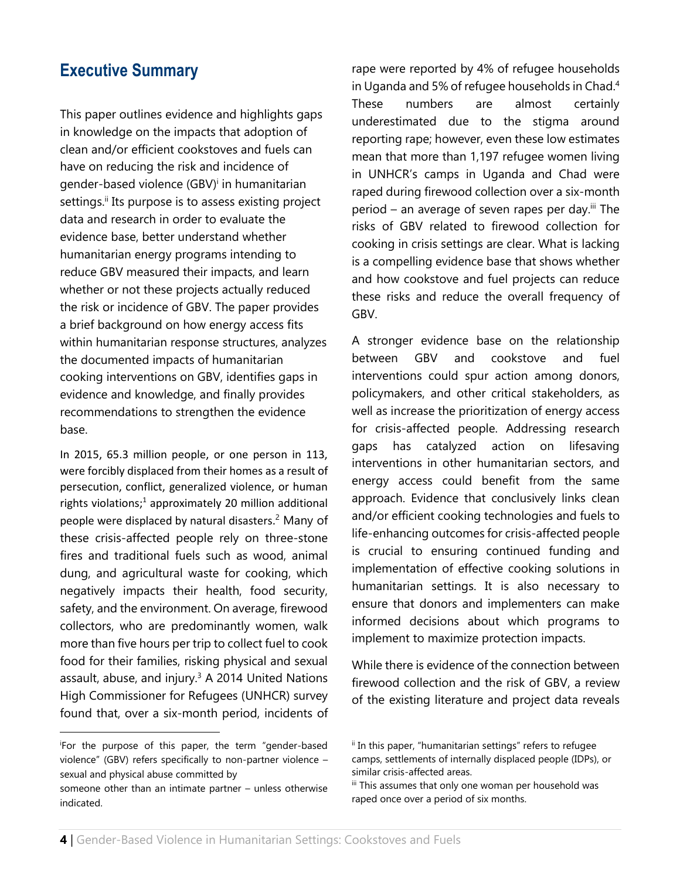## Executive Summary

This paper outlines evidence and highlights gaps in knowledge on the impacts that adoption of clean and/or efficient cookstoves and fuels can have on reducing the risk and incidence of gender-based violence (GBV)[i] in humanitarian settings.[ii] Its purpose is to assess existing project data and research in order to evaluate the evidence base, better understand whether humanitarian energy programs intending to reduce GBV measured their impacts, and learn whether or not these projects actually reduced the risk or incidence of GBV. The paper provides a brief background on how energy access fits within humanitarian response structures, analyzes the documented impacts of humanitarian cooking interventions on GBV, identifies gaps in evidence and knowledge, and finally provides recommendations to strengthen the evidence base.

In 2015, 65.3 million people, or one person in 113, were forcibly displaced from their homes as a result of persecution, conflict, generalized violence, or human rights violations;[1] approximately 20 million additional people were displaced by natural disasters.[2] Many of these crisis-affected people rely on three-stone fires and traditional fuels such as wood, animal dung, and agricultural waste for cooking, which negatively impacts their health, food security, safety, and the environment. On average, firewood collectors, who are predominantly women, walk more than five hours per trip to collect fuel to cook food for their families, risking physical and sexual assault, abuse, and injury.[3] A 2014 United Nations High Commissioner for Refugees (UNHCR) survey found that, over a six-month period, incidents of rape were reported by 4% of refugee households in Uganda and 5% of refugee households in Chad.[4] These numbers are almost certainly underestimated due to the stigma around reporting rape; however, even these low estimates mean that more than 1,197 refugee women living in UNHCR's camps in Uganda and Chad were raped during firewood collection over a six-month period – an average of seven rapes per day.[iii] The risks of GBV related to firewood collection for cooking in crisis settings are clear. What is lacking is a compelling evidence base that shows whether and how cookstove and fuel projects can reduce these risks and reduce the overall frequency of GBV.

A stronger evidence base on the relationship between GBV and cookstove and fuel interventions could spur action among donors, policymakers, and other critical stakeholders, as well as increase the prioritization of energy access for crisis-affected people. Addressing research gaps has catalyzed action on lifesaving interventions in other humanitarian sectors, and energy access could benefit from the same approach. Evidence that conclusively links clean and/or efficient cooking technologies and fuels to life-enhancing outcomes for crisis-affected people is crucial to ensuring continued funding and implementation of effective cooking solutions in humanitarian settings. It is also necessary to ensure that donors and implementers can make informed decisions about which programs to implement to maximize protection impacts.

While there is evidence of the connection between firewood collection and the risk of GBV, a review of the existing literature and project data reveals

---

[i] For the purpose of this paper, the term "gender-based violence" (GBV) refers specifically to non-partner violence – sexual and physical abuse committed by someone other than an intimate partner – unless otherwise indicated.

[ii] In this paper, "humanitarian settings" refers to refugee camps, settlements of internally displaced people (IDPs), or similar crisis-affected areas.

[iii] This assumes that only one woman per household was raped once over a period of six months.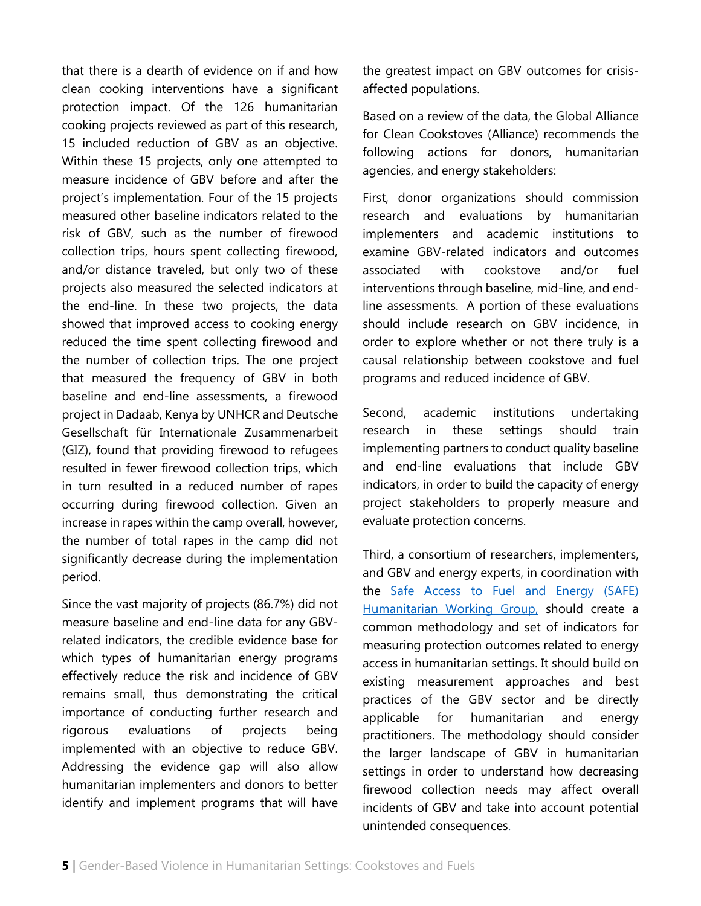that there is a dearth of evidence on if and how clean cooking interventions have a significant protection impact. Of the 126 humanitarian cooking projects reviewed as part of this research, 15 included reduction of GBV as an objective. Within these 15 projects, only one attempted to measure incidence of GBV before and after the project's implementation. Four of the 15 projects measured other baseline indicators related to the risk of GBV, such as the number of firewood collection trips, hours spent collecting firewood, and/or distance traveled, but only two of these projects also measured the selected indicators at the end-line. In these two projects, the data showed that improved access to cooking energy reduced the time spent collecting firewood and the number of collection trips. The one project that measured the frequency of GBV in both baseline and end-line assessments, a firewood project in Dadaab, Kenya by UNHCR and Deutsche Gesellschaft für Internationale Zusammenarbeit (GIZ), found that providing firewood to refugees resulted in fewer firewood collection trips, which in turn resulted in a reduced number of rapes occurring during firewood collection. Given an increase in rapes within the camp overall, however, the number of total rapes in the camp did not significantly decrease during the implementation period.

Since the vast majority of projects (86.7%) did not measure baseline and end-line data for any GBV-related indicators, the credible evidence base for which types of humanitarian energy programs effectively reduce the risk and incidence of GBV remains small, thus demonstrating the critical importance of conducting further research and rigorous evaluations of projects being implemented with an objective to reduce GBV. Addressing the evidence gap will also allow humanitarian implementers and donors to better identify and implement programs that will have the greatest impact on GBV outcomes for crisis-affected populations.

Based on a review of the data, the Global Alliance for Clean Cookstoves (Alliance) recommends the following actions for donors, humanitarian agencies, and energy stakeholders:

First, donor organizations should commission research and evaluations by humanitarian implementers and academic institutions to examine GBV-related indicators and outcomes associated with cookstove and/or fuel interventions through baseline, mid-line, and end-line assessments. A portion of these evaluations should include research on GBV incidence, in order to explore whether or not there truly is a causal relationship between cookstove and fuel programs and reduced incidence of GBV.

Second, academic institutions undertaking research in these settings should train implementing partners to conduct quality baseline and end-line evaluations that include GBV indicators, in order to build the capacity of energy project stakeholders to properly measure and evaluate protection concerns.

Third, a consortium of researchers, implementers, and GBV and energy experts, in coordination with the Safe Access to Fuel and Energy (SAFE) Humanitarian Working Group, should create a common methodology and set of indicators for measuring protection outcomes related to energy access in humanitarian settings. It should build on existing measurement approaches and best practices of the GBV sector and be directly applicable for humanitarian and energy practitioners. The methodology should consider the larger landscape of GBV in humanitarian settings in order to understand how decreasing firewood collection needs may affect overall incidents of GBV and take into account potential unintended consequences.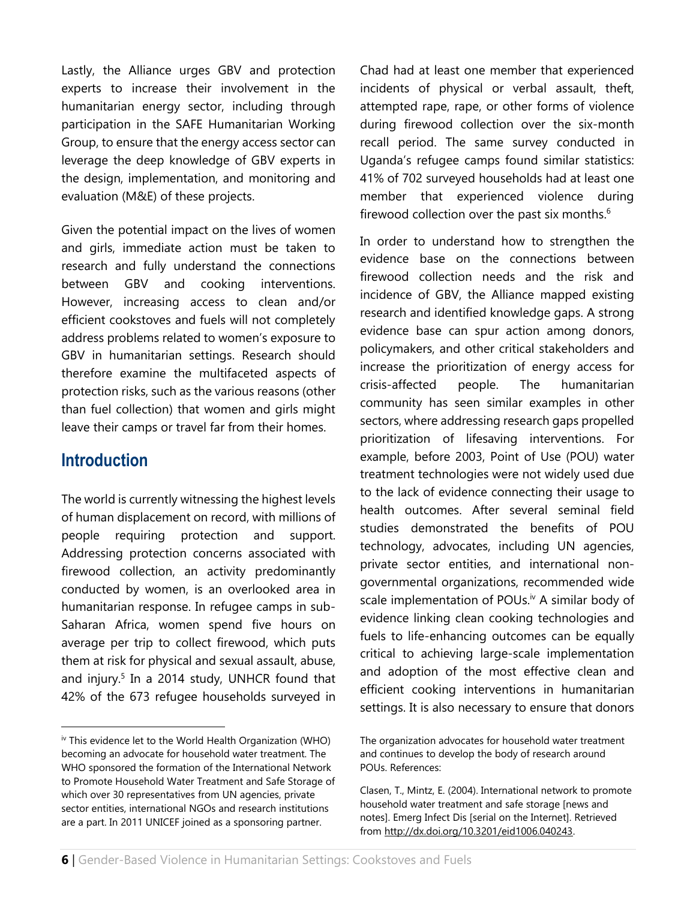Lastly, the Alliance urges GBV and protection experts to increase their involvement in the humanitarian energy sector, including through participation in the SAFE Humanitarian Working Group, to ensure that the energy access sector can leverage the deep knowledge of GBV experts in the design, implementation, and monitoring and evaluation (M&E) of these projects.

Given the potential impact on the lives of women and girls, immediate action must be taken to research and fully understand the connections between GBV and cooking interventions. However, increasing access to clean and/or efficient cookstoves and fuels will not completely address problems related to women's exposure to GBV in humanitarian settings. Research should therefore examine the multifaceted aspects of protection risks, such as the various reasons (other than fuel collection) that women and girls might leave their camps or travel far from their homes.

## Introduction

The world is currently witnessing the highest levels of human displacement on record, with millions of people requiring protection and support. Addressing protection concerns associated with firewood collection, an activity predominantly conducted by women, is an overlooked area in humanitarian response. In refugee camps in sub-Saharan Africa, women spend five hours on average per trip to collect firewood, which puts them at risk for physical and sexual assault, abuse, and injury.[5] In a 2014 study, UNHCR found that 42% of the 673 refugee households surveyed in Chad had at least one member that experienced incidents of physical or verbal assault, theft, attempted rape, rape, or other forms of violence during firewood collection over the six-month recall period. The same survey conducted in Uganda's refugee camps found similar statistics: 41% of 702 surveyed households had at least one member that experienced violence during firewood collection over the past six months.[6]

In order to understand how to strengthen the evidence base on the connections between firewood collection needs and the risk and incidence of GBV, the Alliance mapped existing research and identified knowledge gaps. A strong evidence base can spur action among donors, policymakers, and other critical stakeholders and increase the prioritization of energy access for crisis-affected people. The humanitarian community has seen similar examples in other sectors, where addressing research gaps propelled prioritization of lifesaving interventions. For example, before 2003, Point of Use (POU) water treatment technologies were not widely used due to the lack of evidence connecting their usage to health outcomes. After several seminal field studies demonstrated the benefits of POU technology, advocates, including UN agencies, private sector entities, and international non-governmental organizations, recommended wide scale implementation of POUs.[iv] A similar body of evidence linking clean cooking technologies and fuels to life-enhancing outcomes can be equally critical to achieving large-scale implementation and adoption of the most effective clean and efficient cooking interventions in humanitarian settings. It is also necessary to ensure that donors

---

[iv] This evidence let to the World Health Organization (WHO) becoming an advocate for household water treatment. The WHO sponsored the formation of the International Network to Promote Household Water Treatment and Safe Storage of which over 30 representatives from UN agencies, private sector entities, international NGOs and research institutions are a part. In 2011 UNICEF joined as a sponsoring partner. The organization advocates for household water treatment and continues to develop the body of research around POUs. References:

Clasen, T., Mintz, E. (2004). International network to promote household water treatment and safe storage [news and notes]. Emerg Infect Dis [serial on the Internet]. Retrieved from http://dx.doi.org/10.3201/eid1006.040243.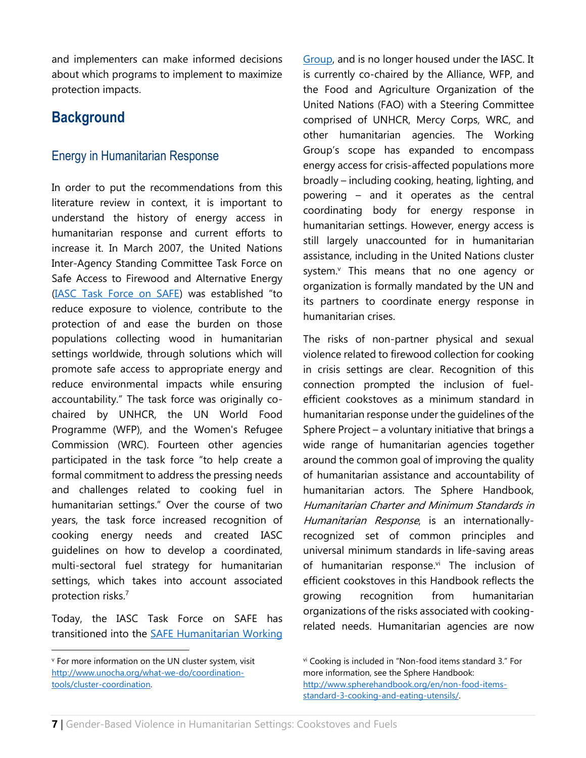and implementers can make informed decisions about which programs to implement to maximize protection impacts.

# Background

## Energy in Humanitarian Response

In order to put the recommendations from this literature review in context, it is important to understand the history of energy access in humanitarian response and current efforts to increase it. In March 2007, the United Nations Inter-Agency Standing Committee Task Force on Safe Access to Firewood and Alternative Energy (IASC Task Force on SAFE) was established "to reduce exposure to violence, contribute to the protection of and ease the burden on those populations collecting wood in humanitarian settings worldwide, through solutions which will promote safe access to appropriate energy and reduce environmental impacts while ensuring accountability." The task force was originally co-chaired by UNHCR, the UN World Food Programme (WFP), and the Women's Refugee Commission (WRC). Fourteen other agencies participated in the task force "to help create a formal commitment to address the pressing needs and challenges related to cooking fuel in humanitarian settings." Over the course of two years, the task force increased recognition of cooking energy needs and created IASC guidelines on how to develop a coordinated, multi-sectoral fuel strategy for humanitarian settings, which takes into account associated protection risks.[7]

Today, the IASC Task Force on SAFE has transitioned into the SAFE Humanitarian Working Group, and is no longer housed under the IASC. It is currently co-chaired by the Alliance, WFP, and the Food and Agriculture Organization of the United Nations (FAO) with a Steering Committee comprised of UNHCR, Mercy Corps, WRC, and other humanitarian agencies. The Working Group's scope has expanded to encompass energy access for crisis-affected populations more broadly – including cooking, heating, lighting, and powering – and it operates as the central coordinating body for energy response in humanitarian settings. However, energy access is still largely unaccounted for in humanitarian assistance, including in the United Nations cluster system.[v] This means that no one agency or organization is formally mandated by the UN and its partners to coordinate energy response in humanitarian crises.

The risks of non-partner physical and sexual violence related to firewood collection for cooking in crisis settings are clear. Recognition of this connection prompted the inclusion of fuel-efficient cookstoves as a minimum standard in humanitarian response under the guidelines of the Sphere Project – a voluntary initiative that brings a wide range of humanitarian agencies together around the common goal of improving the quality of humanitarian assistance and accountability of humanitarian actors. The Sphere Handbook, *Humanitarian Charter and Minimum Standards in Humanitarian Response*, is an internationally-recognized set of common principles and universal minimum standards in life-saving areas of humanitarian response.[vi] The inclusion of efficient cookstoves in this Handbook reflects the growing recognition from humanitarian organizations of the risks associated with cooking-related needs. Humanitarian agencies are now

---

[v] For more information on the UN cluster system, visit http://www.unocha.org/what-we-do/coordination-tools/cluster-coordination.

[vi] Cooking is included in "Non-food items standard 3." For more information, see the Sphere Handbook: http://www.spherehandbook.org/en/non-food-items-standard-3-cooking-and-eating-utensils/.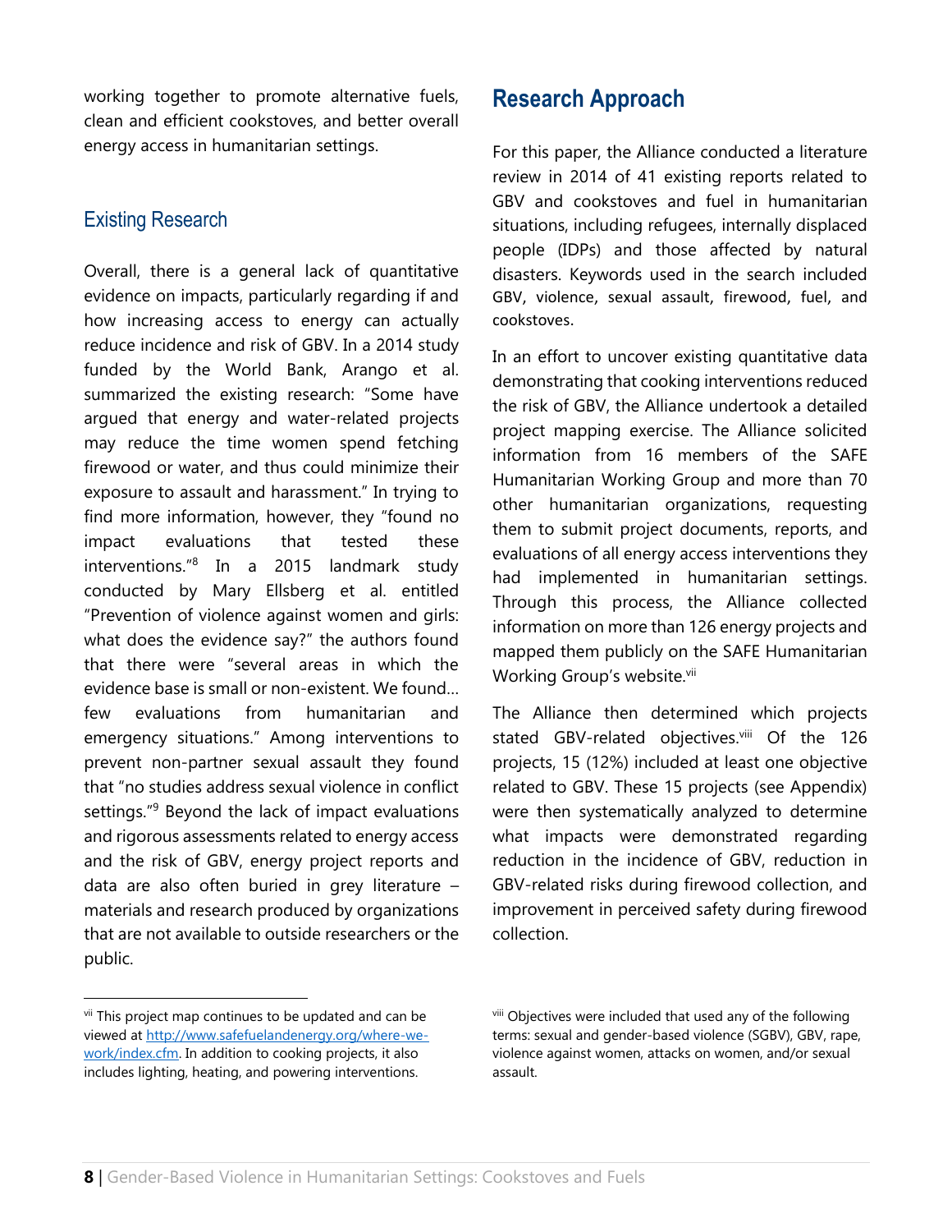working together to promote alternative fuels, clean and efficient cookstoves, and better overall energy access in humanitarian settings.

### Existing Research

Overall, there is a general lack of quantitative evidence on impacts, particularly regarding if and how increasing access to energy can actually reduce incidence and risk of GBV. In a 2014 study funded by the World Bank, Arango et al. summarized the existing research: "Some have argued that energy and water-related projects may reduce the time women spend fetching firewood or water, and thus could minimize their exposure to assault and harassment." In trying to find more information, however, they "found no impact evaluations that tested these interventions."[8] In a 2015 landmark study conducted by Mary Ellsberg et al. entitled "Prevention of violence against women and girls: what does the evidence say?" the authors found that there were "several areas in which the evidence base is small or non-existent. We found… few evaluations from humanitarian and emergency situations." Among interventions to prevent non-partner sexual assault they found that "no studies address sexual violence in conflict settings."[9] Beyond the lack of impact evaluations and rigorous assessments related to energy access and the risk of GBV, energy project reports and data are also often buried in grey literature – materials and research produced by organizations that are not available to outside researchers or the public.

## Research Approach

For this paper, the Alliance conducted a literature review in 2014 of 41 existing reports related to GBV and cookstoves and fuel in humanitarian situations, including refugees, internally displaced people (IDPs) and those affected by natural disasters. Keywords used in the search included GBV, violence, sexual assault, firewood, fuel, and cookstoves.

In an effort to uncover existing quantitative data demonstrating that cooking interventions reduced the risk of GBV, the Alliance undertook a detailed project mapping exercise. The Alliance solicited information from 16 members of the SAFE Humanitarian Working Group and more than 70 other humanitarian organizations, requesting them to submit project documents, reports, and evaluations of all energy access interventions they had implemented in humanitarian settings. Through this process, the Alliance collected information on more than 126 energy projects and mapped them publicly on the SAFE Humanitarian Working Group's website.[vii]

The Alliance then determined which projects stated GBV-related objectives.[viii] Of the 126 projects, 15 (12%) included at least one objective related to GBV. These 15 projects (see Appendix) were then systematically analyzed to determine what impacts were demonstrated regarding reduction in the incidence of GBV, reduction in GBV-related risks during firewood collection, and improvement in perceived safety during firewood collection.

---

[vii] This project map continues to be updated and can be viewed at http://www.safefuelandenergy.org/where-we-work/index.cfm. In addition to cooking projects, it also includes lighting, heating, and powering interventions.

[viii] Objectives were included that used any of the following terms: sexual and gender-based violence (SGBV), GBV, rape, violence against women, attacks on women, and/or sexual assault.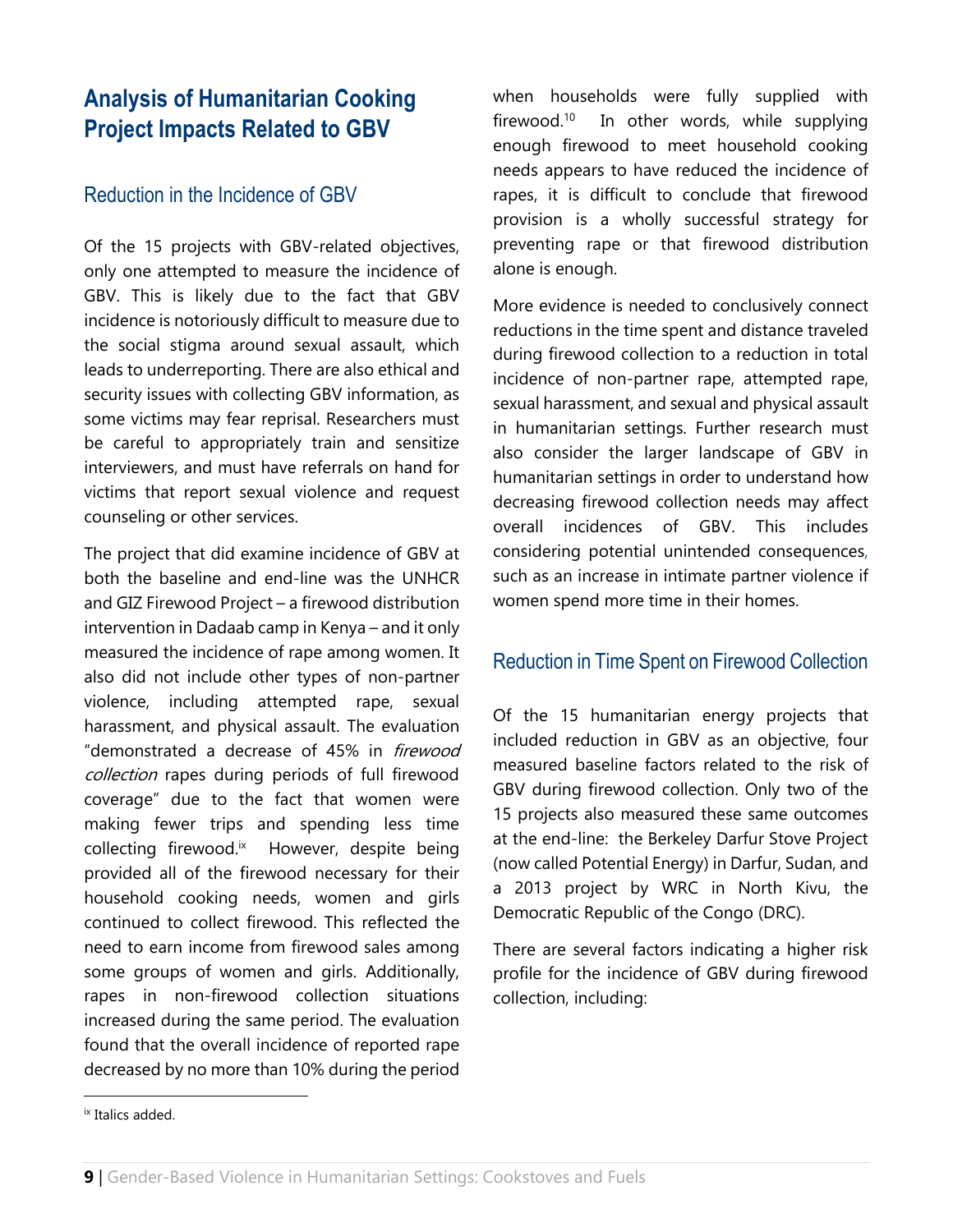## Analysis of Humanitarian Cooking Project Impacts Related to GBV

### Reduction in the Incidence of GBV

Of the 15 projects with GBV-related objectives, only one attempted to measure the incidence of GBV. This is likely due to the fact that GBV incidence is notoriously difficult to measure due to the social stigma around sexual assault, which leads to underreporting. There are also ethical and security issues with collecting GBV information, as some victims may fear reprisal. Researchers must be careful to appropriately train and sensitize interviewers, and must have referrals on hand for victims that report sexual violence and request counseling or other services.

The project that did examine incidence of GBV at both the baseline and end-line was the UNHCR and GIZ Firewood Project – a firewood distribution intervention in Dadaab camp in Kenya – and it only measured the incidence of rape among women. It also did not include other types of non-partner violence, including attempted rape, sexual harassment, and physical assault. The evaluation "demonstrated a decrease of 45% in *firewood collection* rapes during periods of full firewood coverage" due to the fact that women were making fewer trips and spending less time collecting firewood.[ix] However, despite being provided all of the firewood necessary for their household cooking needs, women and girls continued to collect firewood. This reflected the need to earn income from firewood sales among some groups of women and girls. Additionally, rapes in non-firewood collection situations increased during the same period. The evaluation found that the overall incidence of reported rape decreased by no more than 10% during the period when households were fully supplied with firewood.[10] In other words, while supplying enough firewood to meet household cooking needs appears to have reduced the incidence of rapes, it is difficult to conclude that firewood provision is a wholly successful strategy for preventing rape or that firewood distribution alone is enough.

More evidence is needed to conclusively connect reductions in the time spent and distance traveled during firewood collection to a reduction in total incidence of non-partner rape, attempted rape, sexual harassment, and sexual and physical assault in humanitarian settings. Further research must also consider the larger landscape of GBV in humanitarian settings in order to understand how decreasing firewood collection needs may affect overall incidences of GBV. This includes considering potential unintended consequences, such as an increase in intimate partner violence if women spend more time in their homes.

### Reduction in Time Spent on Firewood Collection

Of the 15 humanitarian energy projects that included reduction in GBV as an objective, four measured baseline factors related to the risk of GBV during firewood collection. Only two of the 15 projects also measured these same outcomes at the end-line: the Berkeley Darfur Stove Project (now called Potential Energy) in Darfur, Sudan, and a 2013 project by WRC in North Kivu, the Democratic Republic of the Congo (DRC).

There are several factors indicating a higher risk profile for the incidence of GBV during firewood collection, including:

---

[ix] Italics added.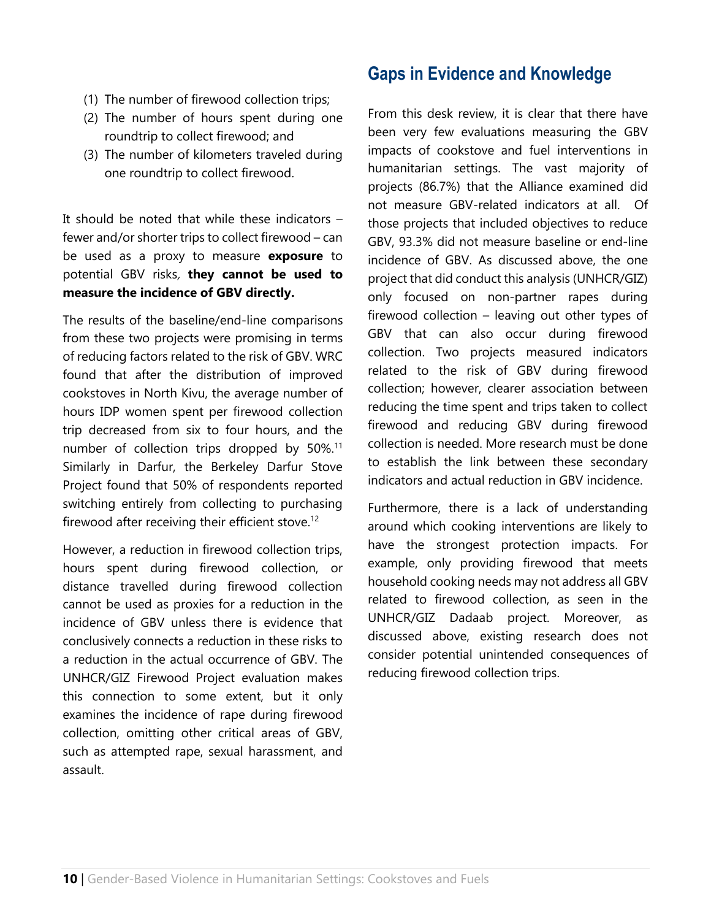(1) The number of firewood collection trips;
(2) The number of hours spent during one roundtrip to collect firewood; and
(3) The number of kilometers traveled during one roundtrip to collect firewood.

It should be noted that while these indicators – fewer and/or shorter trips to collect firewood – can be used as a proxy to measure **exposure** to potential GBV risks, **they cannot be used to measure the incidence of GBV directly.**

The results of the baseline/end-line comparisons from these two projects were promising in terms of reducing factors related to the risk of GBV. WRC found that after the distribution of improved cookstoves in North Kivu, the average number of hours IDP women spent per firewood collection trip decreased from six to four hours, and the number of collection trips dropped by 50%.[11] Similarly in Darfur, the Berkeley Darfur Stove Project found that 50% of respondents reported switching entirely from collecting to purchasing firewood after receiving their efficient stove.[12]

However, a reduction in firewood collection trips, hours spent during firewood collection, or distance travelled during firewood collection cannot be used as proxies for a reduction in the incidence of GBV unless there is evidence that conclusively connects a reduction in these risks to a reduction in the actual occurrence of GBV. The UNHCR/GIZ Firewood Project evaluation makes this connection to some extent, but it only examines the incidence of rape during firewood collection, omitting other critical areas of GBV, such as attempted rape, sexual harassment, and assault.

## Gaps in Evidence and Knowledge

From this desk review, it is clear that there have been very few evaluations measuring the GBV impacts of cookstove and fuel interventions in humanitarian settings. The vast majority of projects (86.7%) that the Alliance examined did not measure GBV-related indicators at all. Of those projects that included objectives to reduce GBV, 93.3% did not measure baseline or end-line incidence of GBV. As discussed above, the one project that did conduct this analysis (UNHCR/GIZ) only focused on non-partner rapes during firewood collection – leaving out other types of GBV that can also occur during firewood collection. Two projects measured indicators related to the risk of GBV during firewood collection; however, clearer association between reducing the time spent and trips taken to collect firewood and reducing GBV during firewood collection is needed. More research must be done to establish the link between these secondary indicators and actual reduction in GBV incidence.

Furthermore, there is a lack of understanding around which cooking interventions are likely to have the strongest protection impacts. For example, only providing firewood that meets household cooking needs may not address all GBV related to firewood collection, as seen in the UNHCR/GIZ Dadaab project. Moreover, as discussed above, existing research does not consider potential unintended consequences of reducing firewood collection trips.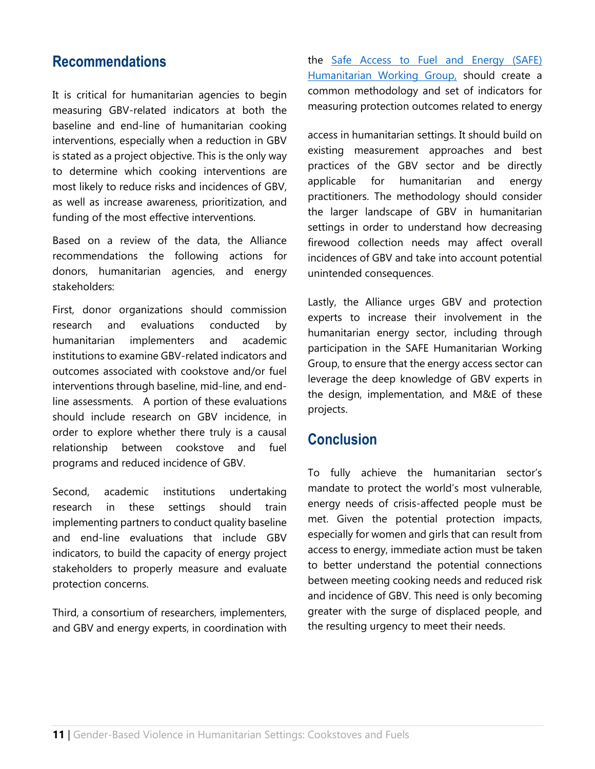## Recommendations

It is critical for humanitarian agencies to begin measuring GBV-related indicators at both the baseline and end-line of humanitarian cooking interventions, especially when a reduction in GBV is stated as a project objective. This is the only way to determine which cooking interventions are most likely to reduce risks and incidences of GBV, as well as increase awareness, prioritization, and funding of the most effective interventions.

Based on a review of the data, the Alliance recommendations the following actions for donors, humanitarian agencies, and energy stakeholders:

First, donor organizations should commission research and evaluations conducted by humanitarian implementers and academic institutions to examine GBV-related indicators and outcomes associated with cookstove and/or fuel interventions through baseline, mid-line, and end-line assessments. A portion of these evaluations should include research on GBV incidence, in order to explore whether there truly is a causal relationship between cookstove and fuel programs and reduced incidence of GBV.

Second, academic institutions undertaking research in these settings should train implementing partners to conduct quality baseline and end-line evaluations that include GBV indicators, to build the capacity of energy project stakeholders to properly measure and evaluate protection concerns.

Third, a consortium of researchers, implementers, and GBV and energy experts, in coordination with the [Safe Access to Fuel and Energy (SAFE) Humanitarian Working Group,]() should create a common methodology and set of indicators for measuring protection outcomes related to energy access in humanitarian settings. It should build on existing measurement approaches and best practices of the GBV sector and be directly applicable for humanitarian and energy practitioners. The methodology should consider the larger landscape of GBV in humanitarian settings in order to understand how decreasing firewood collection needs may affect overall incidences of GBV and take into account potential unintended consequences.

Lastly, the Alliance urges GBV and protection experts to increase their involvement in the humanitarian energy sector, including through participation in the SAFE Humanitarian Working Group, to ensure that the energy access sector can leverage the deep knowledge of GBV experts in the design, implementation, and M&E of these projects.

## Conclusion

To fully achieve the humanitarian sector's mandate to protect the world's most vulnerable, energy needs of crisis-affected people must be met. Given the potential protection impacts, especially for women and girls that can result from access to energy, immediate action must be taken to better understand the potential connections between meeting cooking needs and reduced risk and incidence of GBV. This need is only becoming greater with the surge of displaced people, and the resulting urgency to meet their needs.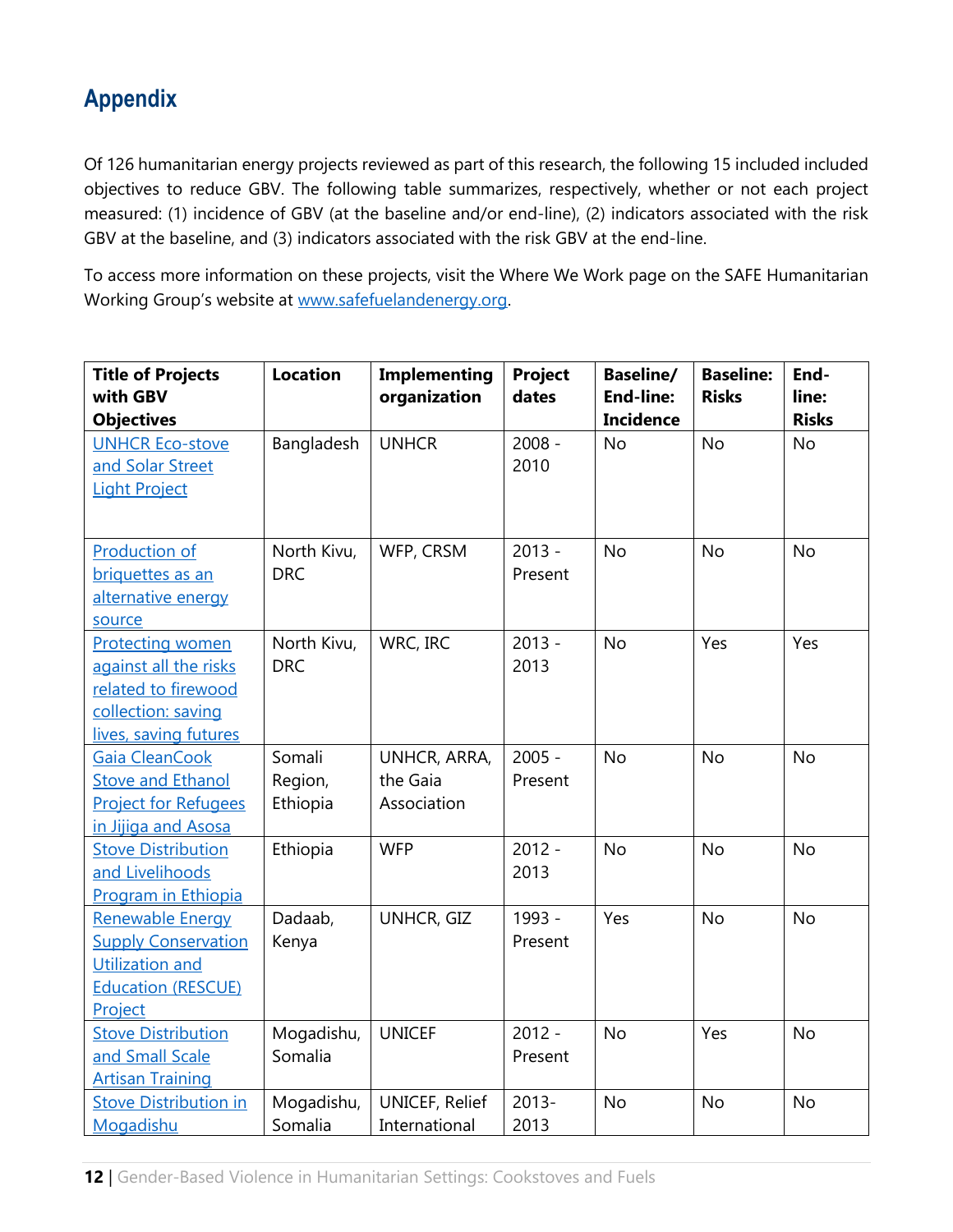## Appendix

Of 126 humanitarian energy projects reviewed as part of this research, the following 15 included included objectives to reduce GBV. The following table summarizes, respectively, whether or not each project measured: (1) incidence of GBV (at the baseline and/or end-line), (2) indicators associated with the risk GBV at the baseline, and (3) indicators associated with the risk GBV at the end-line.

To access more information on these projects, visit the Where We Work page on the SAFE Humanitarian Working Group's website at [www.safefuelandenergy.org](www.safefuelandenergy.org).

| Title of Projects with GBV Objectives | Location | Implementing organization | Project dates | Baseline/ End-line: Incidence | Baseline: Risks | End-line: Risks |
|---|---|---|---|---|---|---|
| UNHCR Eco-stove and Solar Street Light Project | Bangladesh | UNHCR | 2008 - 2010 | No | No | No |
| Production of briquettes as an alternative energy source | North Kivu, DRC | WFP, CRSM | 2013 - Present | No | No | No |
| Protecting women against all the risks related to firewood collection: saving lives, saving futures | North Kivu, DRC | WRC, IRC | 2013 - 2013 | No | Yes | Yes |
| Gaia CleanCook Stove and Ethanol Project for Refugees in Jijiga and Asosa | Somali Region, Ethiopia | UNHCR, ARRA, the Gaia Association | 2005 - Present | No | No | No |
| Stove Distribution and Livelihoods Program in Ethiopia | Ethiopia | WFP | 2012 - 2013 | No | No | No |
| Renewable Energy Supply Conservation Utilization and Education (RESCUE) Project | Dadaab, Kenya | UNHCR, GIZ | 1993 - Present | Yes | No | No |
| Stove Distribution and Small Scale Artisan Training | Mogadishu, Somalia | UNICEF | 2012 - Present | No | Yes | No |
| Stove Distribution in Mogadishu | Mogadishu, Somalia | UNICEF, Relief International | 2013- 2013 | No | No | No |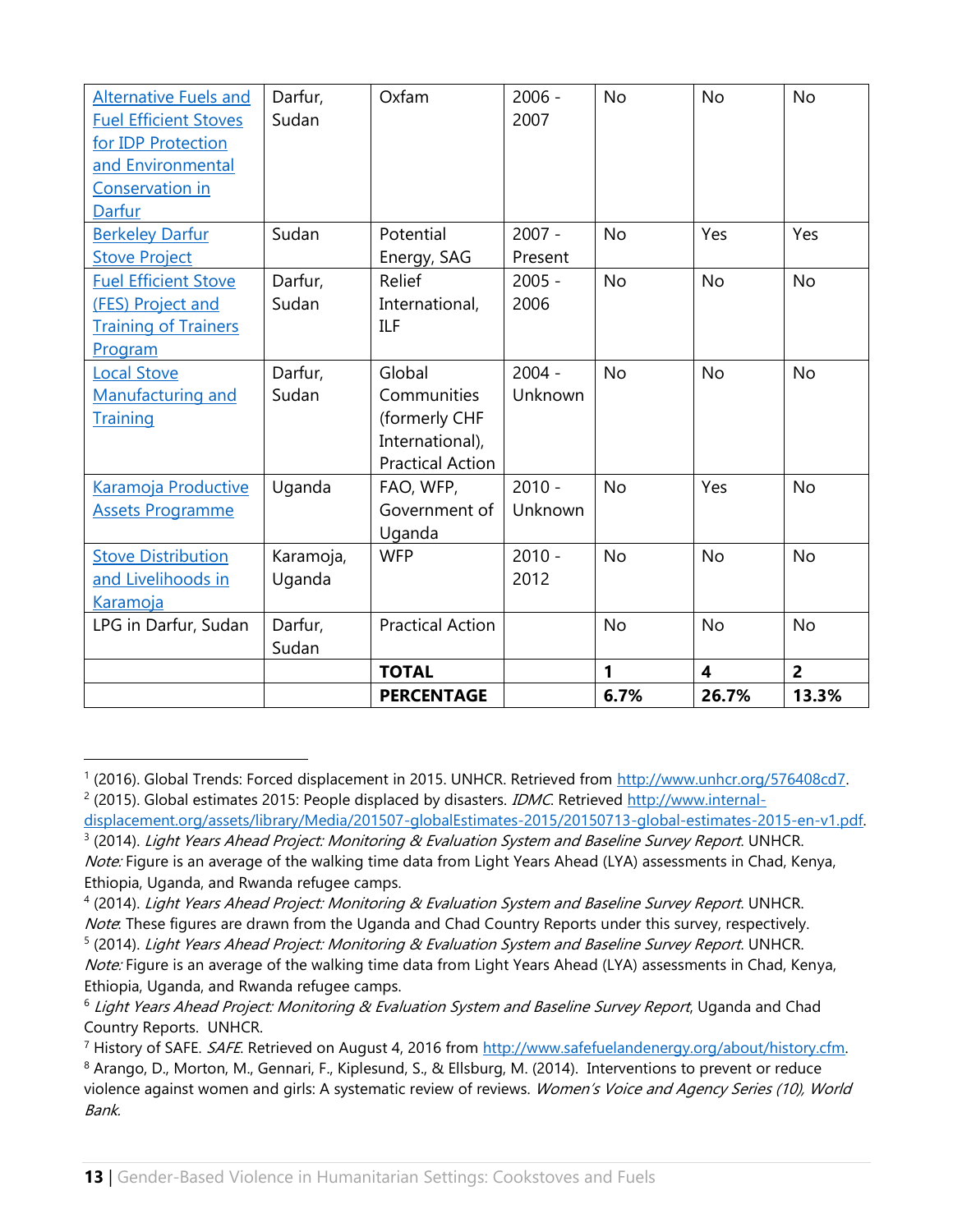| | | | | | | |
|---|---|---|---|---|---|---|
| Alternative Fuels and Fuel Efficient Stoves for IDP Protection and Environmental Conservation in Darfur | Darfur, Sudan | Oxfam | 2006 - 2007 | No | No | No |
| Berkeley Darfur Stove Project | Sudan | Potential Energy, SAG | 2007 - Present | No | Yes | Yes |
| Fuel Efficient Stove (FES) Project and Training of Trainers Program | Darfur, Sudan | Relief International, ILF | 2005 - 2006 | No | No | No |
| Local Stove Manufacturing and Training | Darfur, Sudan | Global Communities (formerly CHF International), Practical Action | 2004 - Unknown | No | No | No |
| Karamoja Productive Assets Programme | Uganda | FAO, WFP, Government of Uganda | 2010 - Unknown | No | Yes | No |
| Stove Distribution and Livelihoods in Karamoja | Karamoja, Uganda | WFP | 2010 - 2012 | No | No | No |
| LPG in Darfur, Sudan | Darfur, Sudan | Practical Action | | No | No | No |
| | | **TOTAL** | | **1** | **4** | **2** |
| | | **PERCENTAGE** | | **6.7%** | **26.7%** | **13.3%** |

---

[1] (2016). Global Trends: Forced displacement in 2015. UNHCR. Retrieved from http://www.unhcr.org/576408cd7.

[2] (2015). Global estimates 2015: People displaced by disasters. *IDMC*. Retrieved http://www.internal-displacement.org/assets/library/Media/201507-globalEstimates-2015/20150713-global-estimates-2015-en-v1.pdf.

[3] (2014). *Light Years Ahead Project: Monitoring & Evaluation System and Baseline Survey Report*. UNHCR. *Note:* Figure is an average of the walking time data from Light Years Ahead (LYA) assessments in Chad, Kenya, Ethiopia, Uganda, and Rwanda refugee camps.

[4] (2014). *Light Years Ahead Project: Monitoring & Evaluation System and Baseline Survey Report*. UNHCR. *Note*: These figures are drawn from the Uganda and Chad Country Reports under this survey, respectively.

[5] (2014). *Light Years Ahead Project: Monitoring & Evaluation System and Baseline Survey Report*. UNHCR. *Note:* Figure is an average of the walking time data from Light Years Ahead (LYA) assessments in Chad, Kenya, Ethiopia, Uganda, and Rwanda refugee camps.

[6] *Light Years Ahead Project: Monitoring & Evaluation System and Baseline Survey Report*, Uganda and Chad Country Reports. UNHCR.

[7] History of SAFE. *SAFE*. Retrieved on August 4, 2016 from http://www.safefuelandenergy.org/about/history.cfm.

[8] Arango, D., Morton, M., Gennari, F., Kiplesund, S., & Ellsburg, M. (2014). Interventions to prevent or reduce violence against women and girls: A systematic review of reviews. *Women's Voice and Agency Series (10), World Bank*.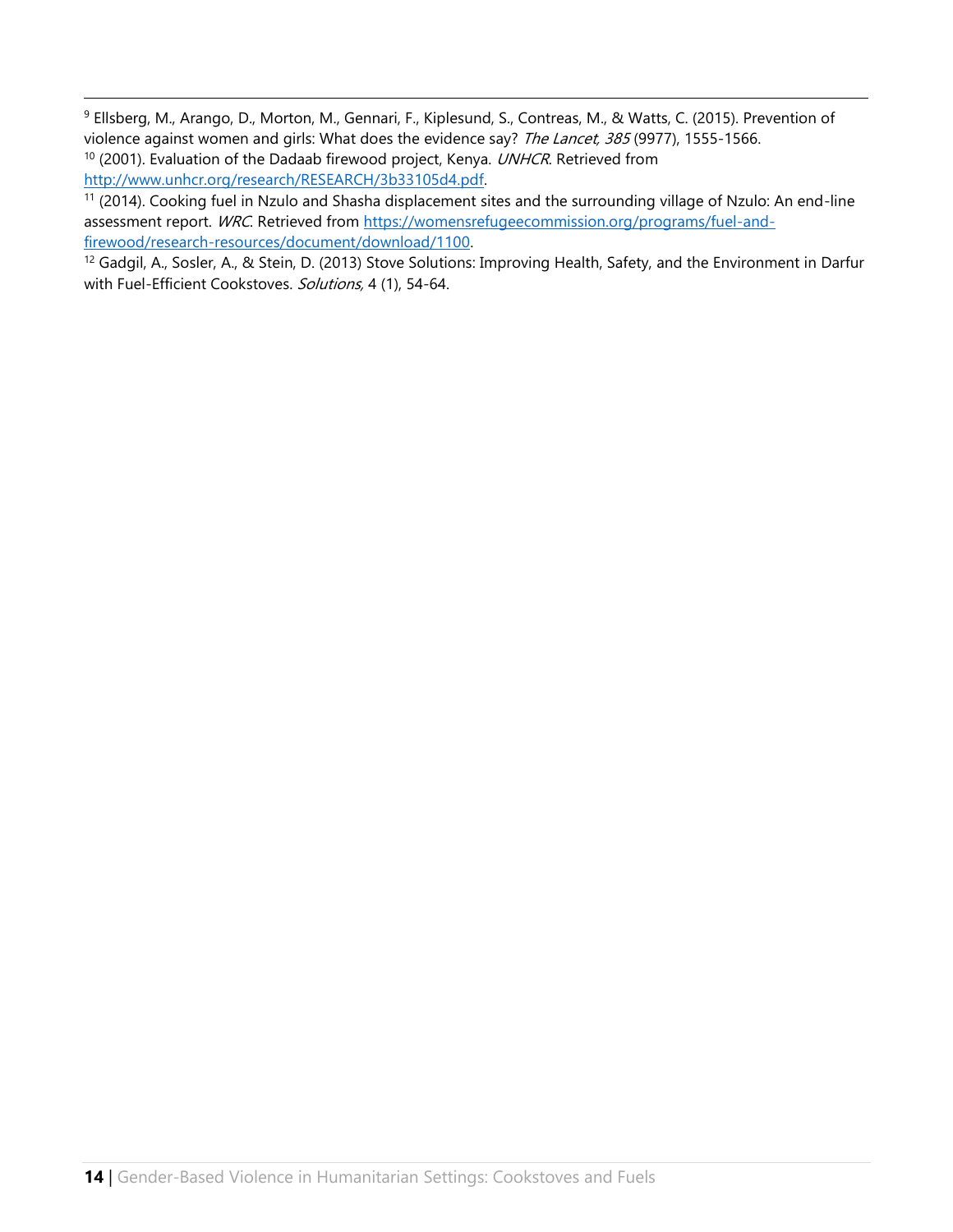[9] Ellsberg, M., Arango, D., Morton, M., Gennari, F., Kiplesund, S., Contreas, M., & Watts, C. (2015). Prevention of violence against women and girls: What does the evidence say? *The Lancet, 385* (9977), 1555-1566.

[10] (2001). Evaluation of the Dadaab firewood project, Kenya. *UNHCR*. Retrieved from [http://www.unhcr.org/research/RESEARCH/3b33105d4.pdf](http://www.unhcr.org/research/RESEARCH/3b33105d4.pdf).

[11] (2014). Cooking fuel in Nzulo and Shasha displacement sites and the surrounding village of Nzulo: An end-line assessment report. *WRC*. Retrieved from [https://womensrefugeecommission.org/programs/fuel-and-firewood/research-resources/document/download/1100](https://womensrefugeecommission.org/programs/fuel-and-firewood/research-resources/document/download/1100).

[12] Gadgil, A., Sosler, A., & Stein, D. (2013) Stove Solutions: Improving Health, Safety, and the Environment in Darfur with Fuel-Efficient Cookstoves. *Solutions,* 4 (1), 54-64.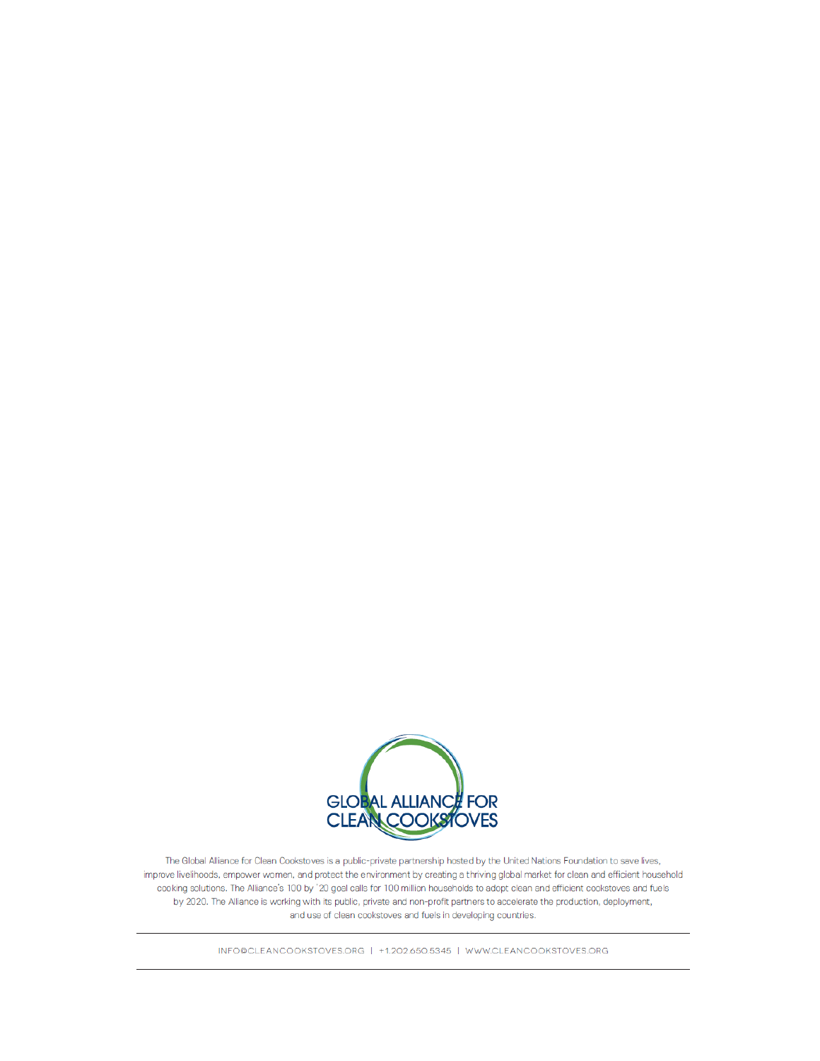GLOBAL ALLIANCE FOR
CLEAN COOKSTOVES

The Global Alliance for Clean Cookstoves is a public-private partnership hosted by the United Nations Foundation to save lives, improve livelihoods, empower women, and protect the environment by creating a thriving global market for clean and efficient household cooking solutions. The Alliance's 100 by '20 goal calls for 100 million households to adopt clean and efficient cookstoves and fuels by 2020. The Alliance is working with its public, private and non-profit partners to accelerate the production, deployment, and use of clean cookstoves and fuels in developing countries.

INFO@CLEANCOOKSTOVES.ORG | +1.202.650.5345 | WWW.CLEANCOOKSTOVES.ORG